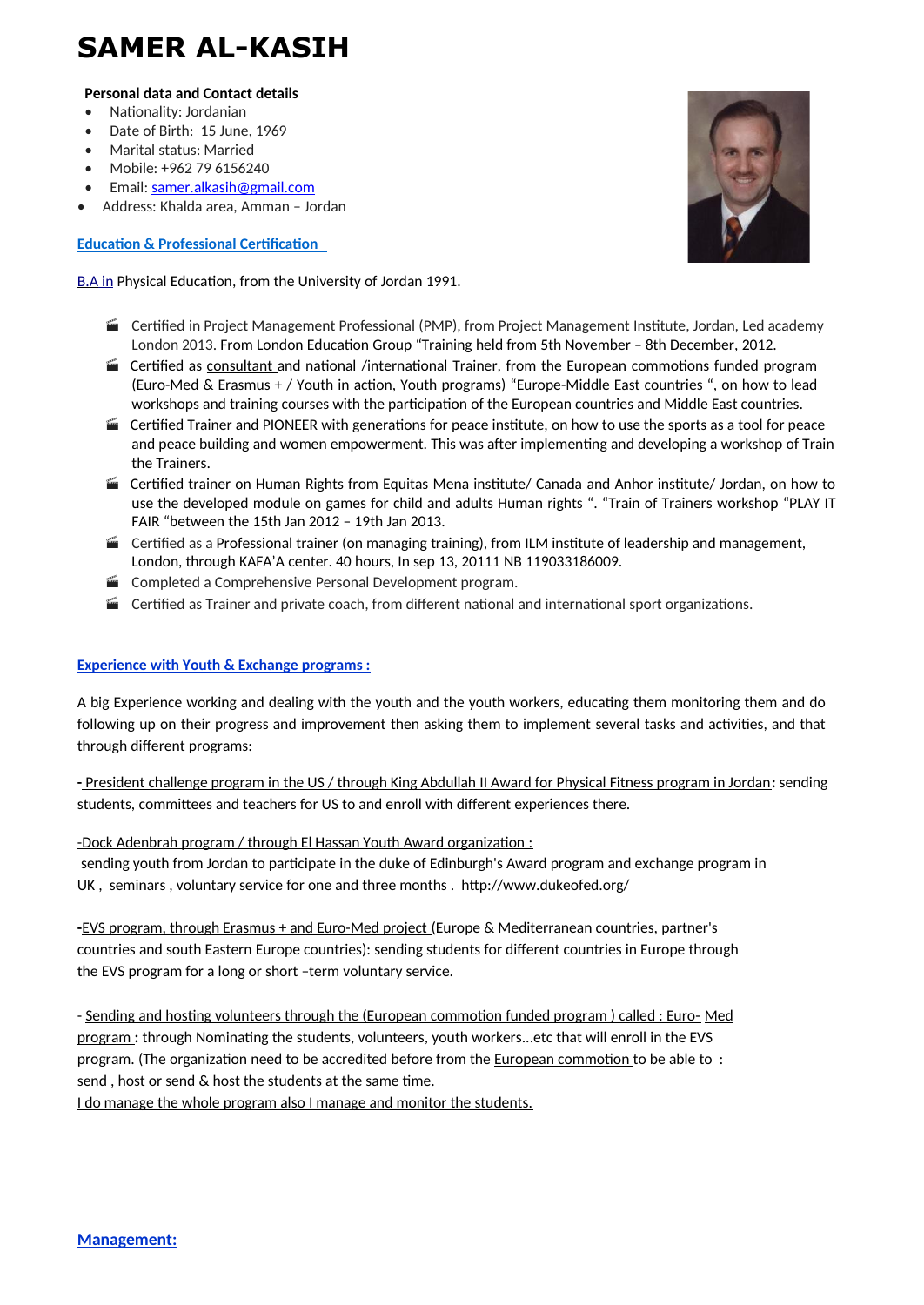# SAMER AL-KASIH

**Personal data and Contact details**

- Nationality: Jordanian
- Date of Birth: 15 June, 1969
- Marital status: Married
- Mobile: +962 79 6156240
- Email: samer.alkasih@gmail.com
- Address: Khalda area, Amman – Jordan

## Education & Professional Certification

B.A in Physical Education, from the University of Jordan 1991.

- Certified in Project Management Professional (PMP), from Project Management Institute, Jordan, Led academy London 2013. From London Education Group "Training held from 5th November – 8th December, 2012.
- Certified as consultant and national /international Trainer, from the European commotions funded program (Euro-Med & Erasmus + / Youth in action, Youth programs) "Europe-Middle East countries ", on how to lead workshops and training courses with the participation of the European countries and Middle East countries.
- Certified Trainer and PIONEER with generations for peace institute, on how to use the sports as a tool for peace and peace building and women empowerment. This was after implementing and developing a workshop of Train the Trainers.
- Certified trainer on Human Rights from Equitas Mena institute/ Canada and Anhor institute/ Jordan, on how to use the developed module on games for child and adults Human rights ". "Train of Trainers workshop "PLAY IT FAIR "between the 15th Jan 2012 – 19th Jan 2013.
- Certified as a Professional trainer (on managing training), from ILM institute of leadership and management, London, through KAFA'A center. 40 hours, In sep 13, 20111 NB 119033186009.
- Completed a Comprehensive Personal Development program.
- Certified as Trainer and private coach, from different national and international sport organizations.

## Experience with Youth & Exchange programs :

A big Experience working and dealing with the youth and the youth workers, educating them monitoring them and do following up on their progress and improvement then asking them to implement several tasks and activities, and that through different programs:

**-** President challenge program in the US / through King Abdullah II Award for Physical Fitness program in Jordan**:** sending students, committees and teachers for US to and enroll with different experiences there.

-Dock Adenbrah program / through El Hassan Youth Award organization :
sending youth from Jordan to participate in the duke of Edinburgh's Award program and exchange program in UK , seminars , voluntary service for one and three months . http://www.dukeofed.org/

**-**EVS program, through Erasmus + and Euro-Med project (Europe & Mediterranean countries, partner's countries and south Eastern Europe countries): sending students for different countries in Europe through the EVS program for a long or short –term voluntary service.

- Sending and hosting volunteers through the (European commotion funded program ) called : Euro- Med program **:** through Nominating the students, volunteers, youth workers…etc that will enroll in the EVS program. (The organization need to be accredited before from the European commotion to be able to : send , host or send & host the students at the same time.
I do manage the whole program also I manage and monitor the students.

## Management: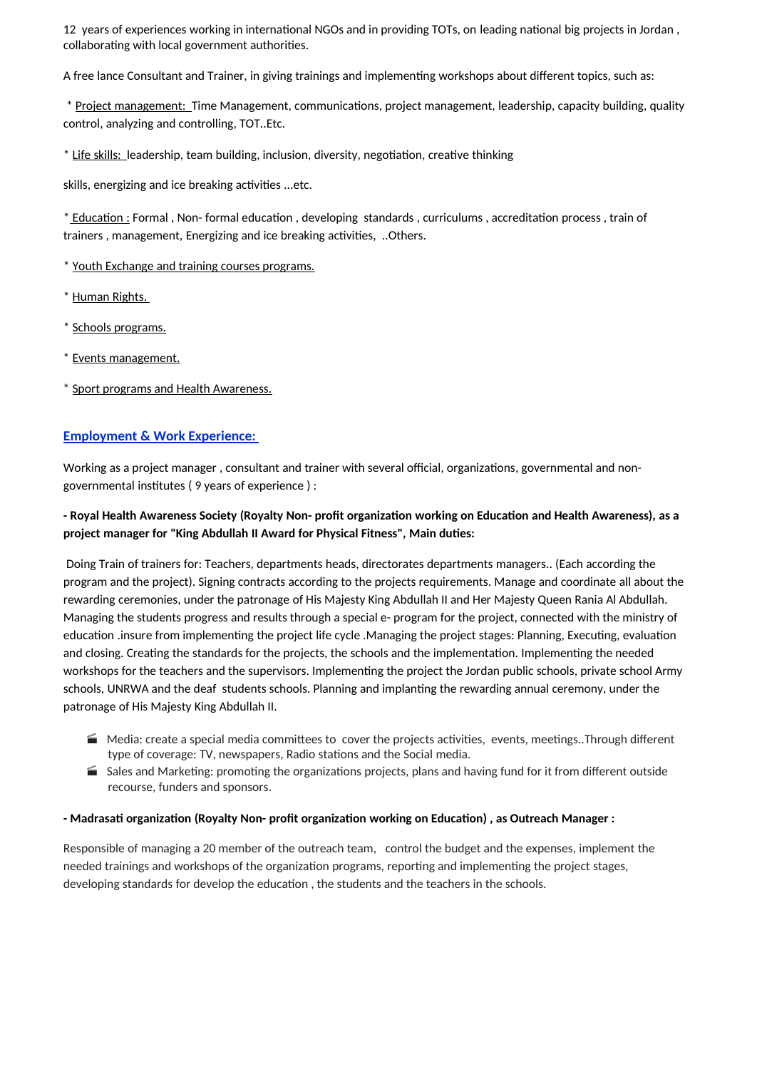12 years of experiences working in international NGOs and in providing TOTs, on leading national big projects in Jordan , collaborating with local government authorities.

A free lance Consultant and Trainer, in giving trainings and implementing workshops about different topics, such as:

* Project management: Time Management, communications, project management, leadership, capacity building, quality control, analyzing and controlling, TOT..Etc.

* Life skills: leadership, team building, inclusion, diversity, negotiation, creative thinking

skills, energizing and ice breaking activities …etc.

* Education : Formal , Non- formal education , developing standards , curriculums , accreditation process , train of trainers , management, Energizing and ice breaking activities, ..Others.

* Youth Exchange and training courses programs.

* Human Rights.

* Schools programs.

* Events management.

* Sport programs and Health Awareness.

## Employment & Work Experience:

Working as a project manager , consultant and trainer with several official, organizations, governmental and non-governmental institutes ( 9 years of experience ) :

**- Royal Health Awareness Society (Royalty Non- profit organization working on Education and Health Awareness), as a project manager for "King Abdullah II Award for Physical Fitness", Main duties:**

Doing Train of trainers for: Teachers, departments heads, directorates departments managers.. (Each according the program and the project). Signing contracts according to the projects requirements. Manage and coordinate all about the rewarding ceremonies, under the patronage of His Majesty King Abdullah II and Her Majesty Queen Rania Al Abdullah. Managing the students progress and results through a special e- program for the project, connected with the ministry of education .insure from implementing the project life cycle .Managing the project stages: Planning, Executing, evaluation and closing. Creating the standards for the projects, the schools and the implementation. Implementing the needed workshops for the teachers and the supervisors. Implementing the project the Jordan public schools, private school Army schools, UNRWA and the deaf students schools. Planning and implanting the rewarding annual ceremony, under the patronage of His Majesty King Abdullah II.

- Media: create a special media committees to cover the projects activities, events, meetings..Through different type of coverage: TV, newspapers, Radio stations and the Social media.
- Sales and Marketing: promoting the organizations projects, plans and having fund for it from different outside recourse, funders and sponsors.

**- Madrasati organization (Royalty Non- profit organization working on Education) , as Outreach Manager :**

Responsible of managing a 20 member of the outreach team, control the budget and the expenses, implement the needed trainings and workshops of the organization programs, reporting and implementing the project stages, developing standards for develop the education , the students and the teachers in the schools.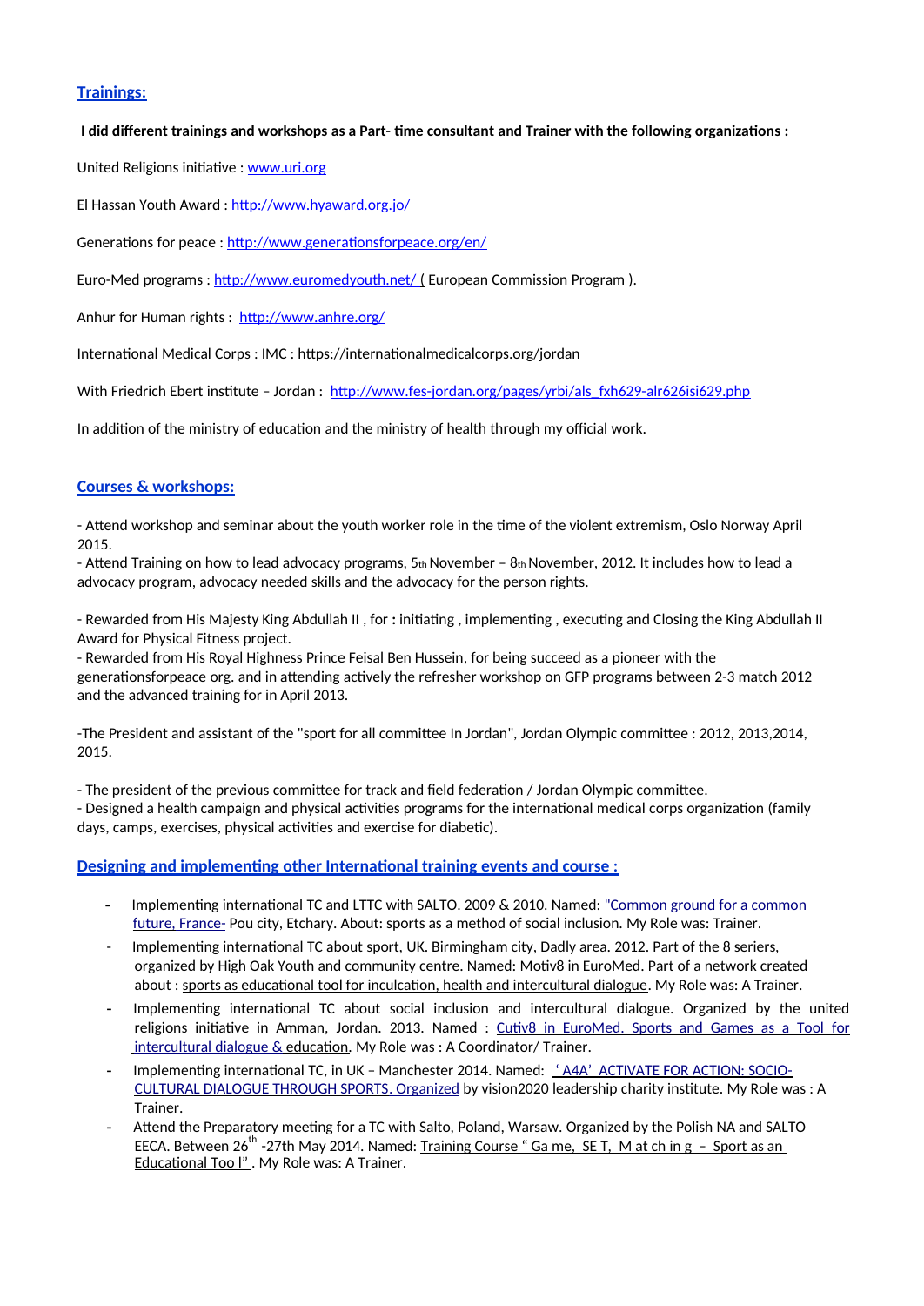## Trainings:

**I did different trainings and workshops as a Part- time consultant and Trainer with the following organizations :**

United Religions initiative : www.uri.org

El Hassan Youth Award : http://www.hyaward.org.jo/

Generations for peace : http://www.generationsforpeace.org/en/

Euro-Med programs : http://www.euromedyouth.net/ ( European Commission Program ).

Anhur for Human rights : http://www.anhre.org/

International Medical Corps : IMC : https://internationalmedicalcorps.org/jordan

With Friedrich Ebert institute – Jordan : http://www.fes-jordan.org/pages/yrbi/als_fxh629-alr626isi629.php

In addition of the ministry of education and the ministry of health through my official work.

## Courses & workshops:

- Attend workshop and seminar about the youth worker role in the time of the violent extremism, Oslo Norway April 2015.
- Attend Training on how to lead advocacy programs, 5th November – 8th November, 2012. It includes how to lead a advocacy program, advocacy needed skills and the advocacy for the person rights.

- Rewarded from His Majesty King Abdullah II , for : initiating , implementing , executing and Closing the King Abdullah II Award for Physical Fitness project.
- Rewarded from His Royal Highness Prince Feisal Ben Hussein, for being succeed as a pioneer with the generationsforpeace org. and in attending actively the refresher workshop on GFP programs between 2-3 match 2012 and the advanced training for in April 2013.

-The President and assistant of the "sport for all committee In Jordan", Jordan Olympic committee : 2012, 2013,2014, 2015.

- The president of the previous committee for track and field federation / Jordan Olympic committee.
- Designed a health campaign and physical activities programs for the international medical corps organization (family days, camps, exercises, physical activities and exercise for diabetic).

## Designing and implementing other International training events and course :

- Implementing international TC and LTTC with SALTO. 2009 & 2010. Named: "Common ground for a common future, France- Pou city, Etchary. About: sports as a method of social inclusion. My Role was: Trainer.
- Implementing international TC about sport, UK. Birmingham city, Dadly area. 2012. Part of the 8 seriers, organized by High Oak Youth and community centre. Named: Motiv8 in EuroMed. Part of a network created about : sports as educational tool for inculcation, health and intercultural dialogue. My Role was: A Trainer.
- Implementing international TC about social inclusion and intercultural dialogue. Organized by the united religions initiative in Amman, Jordan. 2013. Named : Cutiv8 in EuroMed. Sports and Games as a Tool for intercultural dialogue & education. My Role was : A Coordinator/ Trainer.
- Implementing international TC, in UK – Manchester 2014. Named: ' A4A' ACTIVATE FOR ACTION: SOCIO-CULTURAL DIALOGUE THROUGH SPORTS. Organized by vision2020 leadership charity institute. My Role was : A Trainer.
- Attend the Preparatory meeting for a TC with Salto, Poland, Warsaw. Organized by the Polish NA and SALTO EECA. Between 26th -27th May 2014. Named: Training Course " Ga me, SE T, M at ch in g – Sport as an Educational Too l" . My Role was: A Trainer.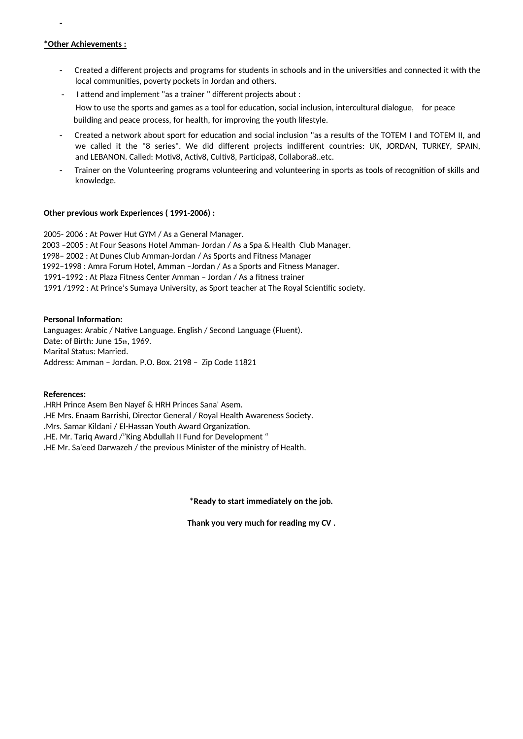-

***Other Achievements :**

- Created a different projects and programs for students in schools and in the universities and connected it with the local communities, poverty pockets in Jordan and others.
- I attend and implement "as a trainer " different projects about :

  How to use the sports and games as a tool for education, social inclusion, intercultural dialogue, for peace building and peace process, for health, for improving the youth lifestyle.
- Created a network about sport for education and social inclusion "as a results of the TOTEM I and TOTEM II, and we called it the "8 series". We did different projects indifferent countries: UK, JORDAN, TURKEY, SPAIN, and LEBANON. Called: Motiv8, Activ8, Cultiv8, Participa8, Collabora8..etc.
- Trainer on the Volunteering programs volunteering and volunteering in sports as tools of recognition of skills and knowledge.

**Other previous work Experiences ( 1991-2006) :**

2005- 2006 : At Power Hut GYM / As a General Manager.
2003 –2005 : At Four Seasons Hotel Amman- Jordan / As a Spa & Health Club Manager.
1998– 2002 : At Dunes Club Amman-Jordan / As Sports and Fitness Manager
1992–1998 : Amra Forum Hotel, Amman –Jordan / As a Sports and Fitness Manager.
1991–1992 : At Plaza Fitness Center Amman – Jordan / As a fitness trainer
1991 /1992 : At Prince's Sumaya University, as Sport teacher at The Royal Scientific society.

**Personal Information:**
Languages: Arabic / Native Language. English / Second Language (Fluent).
Date: of Birth: June 15th, 1969.
Marital Status: Married.
Address: Amman – Jordan. P.O. Box. 2198 – Zip Code 11821

**References:**
.HRH Prince Asem Ben Nayef & HRH Princes Sana' Asem.
.HE Mrs. Enaam Barrishi, Director General / Royal Health Awareness Society.
.Mrs. Samar Kildani / El-Hassan Youth Award Organization.
.HE. Mr. Tariq Award /"King Abdullah II Fund for Development "
.HE Mr. Sa'eed Darwazeh / the previous Minister of the ministry of Health.

***Ready to start immediately on the job.**

**Thank you very much for reading my CV .**